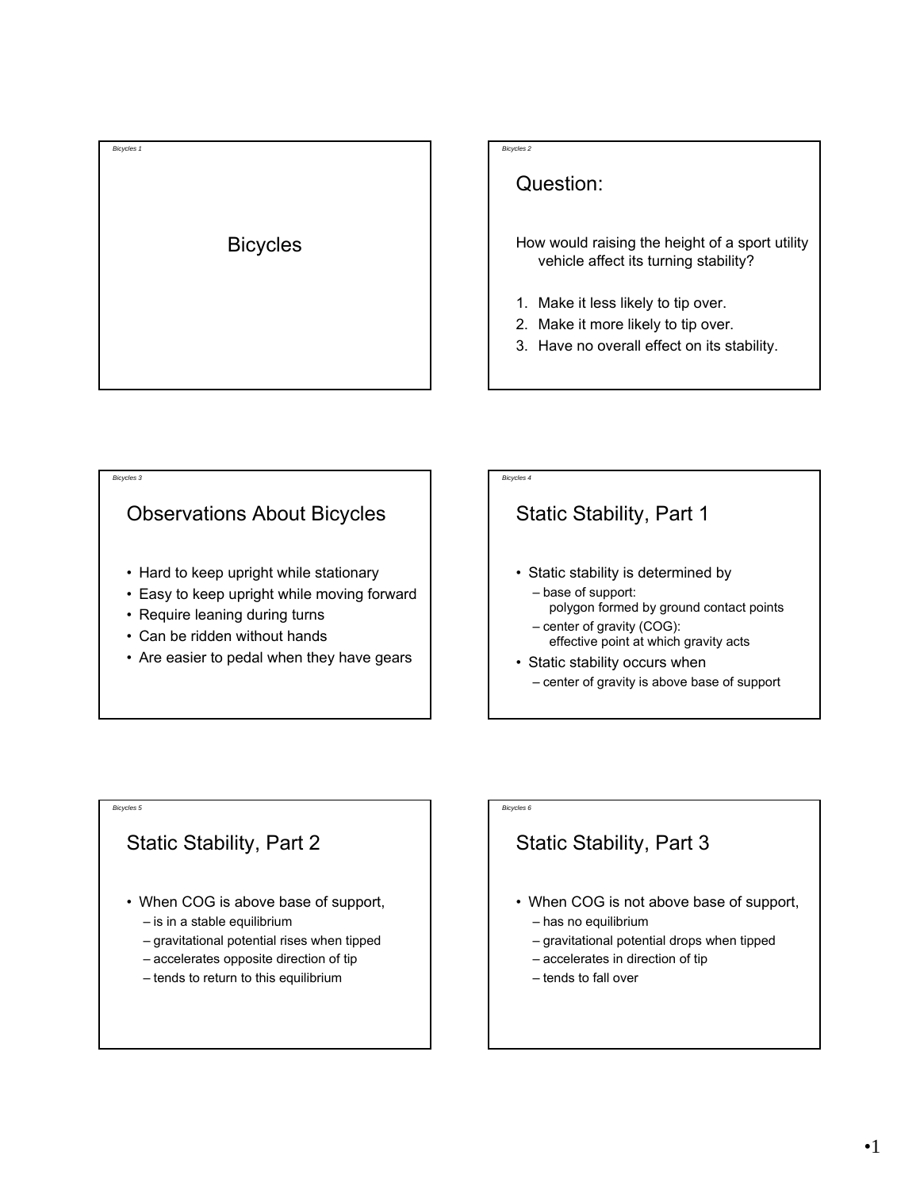# Bicycles

## Question:

How would raising the height of a sport utility vehicle affect its turning stability?

1. Make it less likely to tip over.
2. Make it more likely to tip over.
3. Have no overall effect on its stability.

## Observations About Bicycles

- Hard to keep upright while stationary
- Easy to keep upright while moving forward
- Require leaning during turns
- Can be ridden without hands
- Are easier to pedal when they have gears

## Static Stability, Part 1

- Static stability is determined by
  - base of support: polygon formed by ground contact points
  - center of gravity (COG): effective point at which gravity acts
- Static stability occurs when
  - center of gravity is above base of support

## Static Stability, Part 2

- When COG is above base of support,
  - is in a stable equilibrium
  - gravitational potential rises when tipped
  - accelerates opposite direction of tip
  - tends to return to this equilibrium

## Static Stability, Part 3

- When COG is not above base of support,
  - has no equilibrium
  - gravitational potential drops when tipped
  - accelerates in direction of tip
  - tends to fall over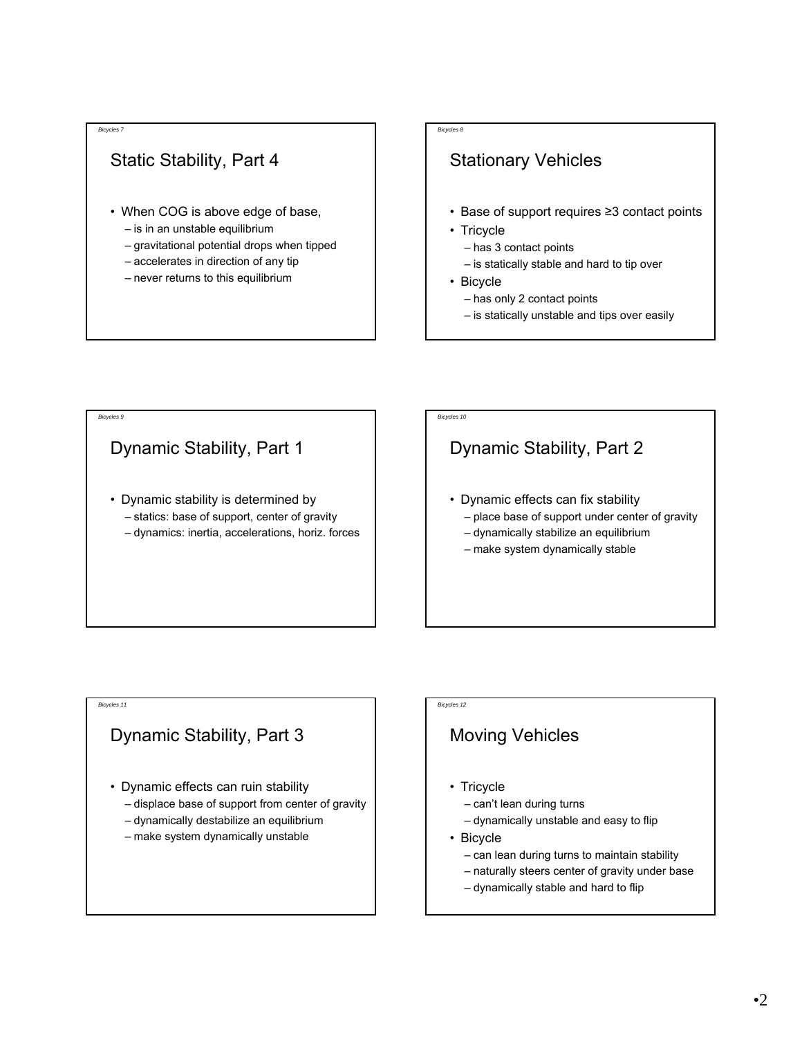## Static Stability, Part 4

- When COG is above edge of base,
  - is in an unstable equilibrium
  - gravitational potential drops when tipped
  - accelerates in direction of any tip
  - never returns to this equilibrium

## Stationary Vehicles

- Base of support requires ≥3 contact points
- Tricycle
  - has 3 contact points
  - is statically stable and hard to tip over
- Bicycle
  - has only 2 contact points
  - is statically unstable and tips over easily

## Dynamic Stability, Part 1

- Dynamic stability is determined by
  - statics: base of support, center of gravity
  - dynamics: inertia, accelerations, horiz. forces

## Dynamic Stability, Part 2

- Dynamic effects can fix stability
  - place base of support under center of gravity
  - dynamically stabilize an equilibrium
  - make system dynamically stable

## Dynamic Stability, Part 3

- Dynamic effects can ruin stability
  - displace base of support from center of gravity
  - dynamically destabilize an equilibrium
  - make system dynamically unstable

## Moving Vehicles

- Tricycle
  - can't lean during turns
  - dynamically unstable and easy to flip
- Bicycle
  - can lean during turns to maintain stability
  - naturally steers center of gravity under base
  - dynamically stable and hard to flip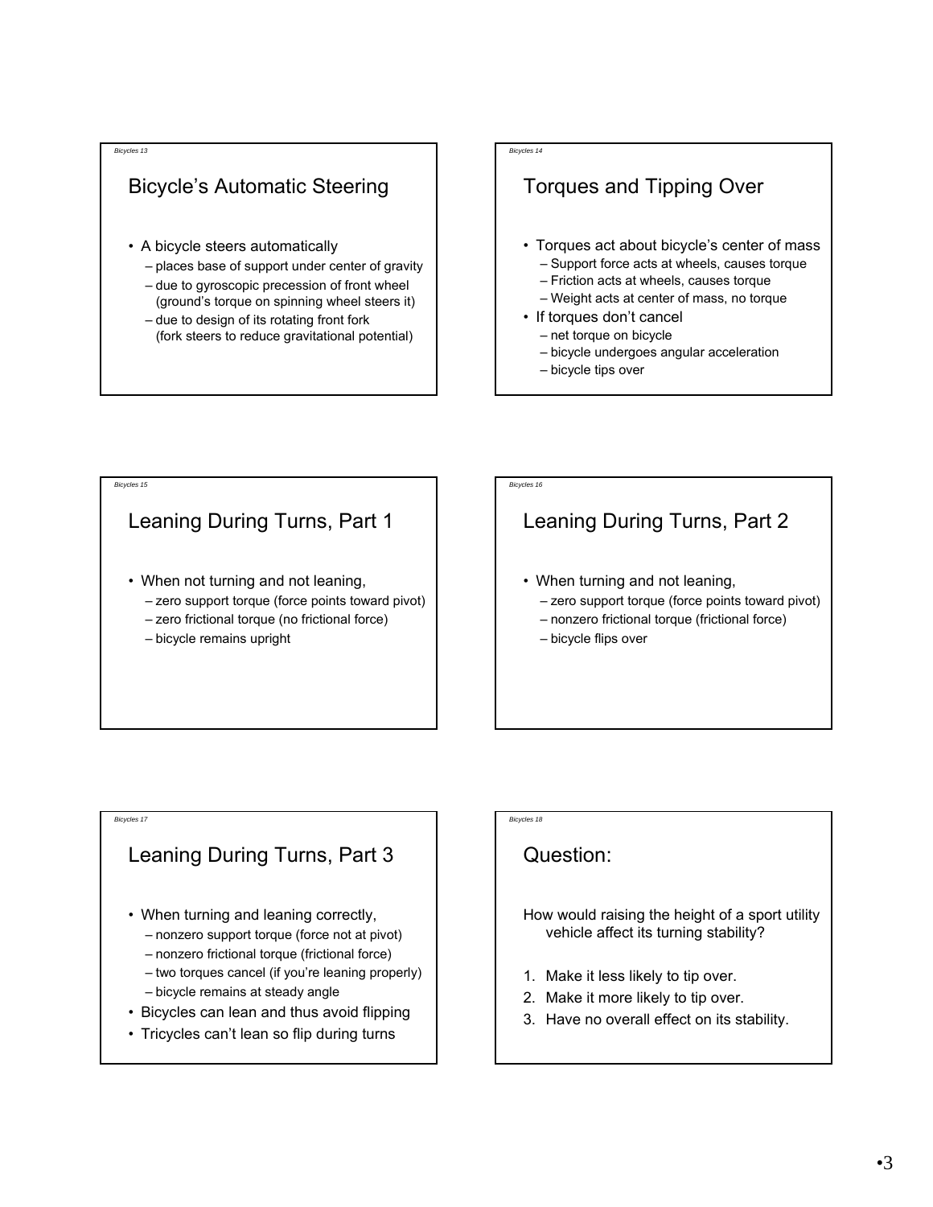## Bicycle's Automatic Steering

- A bicycle steers automatically
  - places base of support under center of gravity
  - due to gyroscopic precession of front wheel (ground's torque on spinning wheel steers it)
  - due to design of its rotating front fork (fork steers to reduce gravitational potential)

## Torques and Tipping Over

- Torques act about bicycle's center of mass
  - Support force acts at wheels, causes torque
  - Friction acts at wheels, causes torque
  - Weight acts at center of mass, no torque
- If torques don't cancel
  - net torque on bicycle
  - bicycle undergoes angular acceleration
  - bicycle tips over

## Leaning During Turns, Part 1

- When not turning and not leaning,
  - zero support torque (force points toward pivot)
  - zero frictional torque (no frictional force)
  - bicycle remains upright

## Leaning During Turns, Part 2

- When turning and not leaning,
  - zero support torque (force points toward pivot)
  - nonzero frictional torque (frictional force)
  - bicycle flips over

## Leaning During Turns, Part 3

- When turning and leaning correctly,
  - nonzero support torque (force not at pivot)
  - nonzero frictional torque (frictional force)
  - two torques cancel (if you're leaning properly)
  - bicycle remains at steady angle
- Bicycles can lean and thus avoid flipping
- Tricycles can't lean so flip during turns

## Question:

How would raising the height of a sport utility vehicle affect its turning stability?

1. Make it less likely to tip over.
2. Make it more likely to tip over.
3. Have no overall effect on its stability.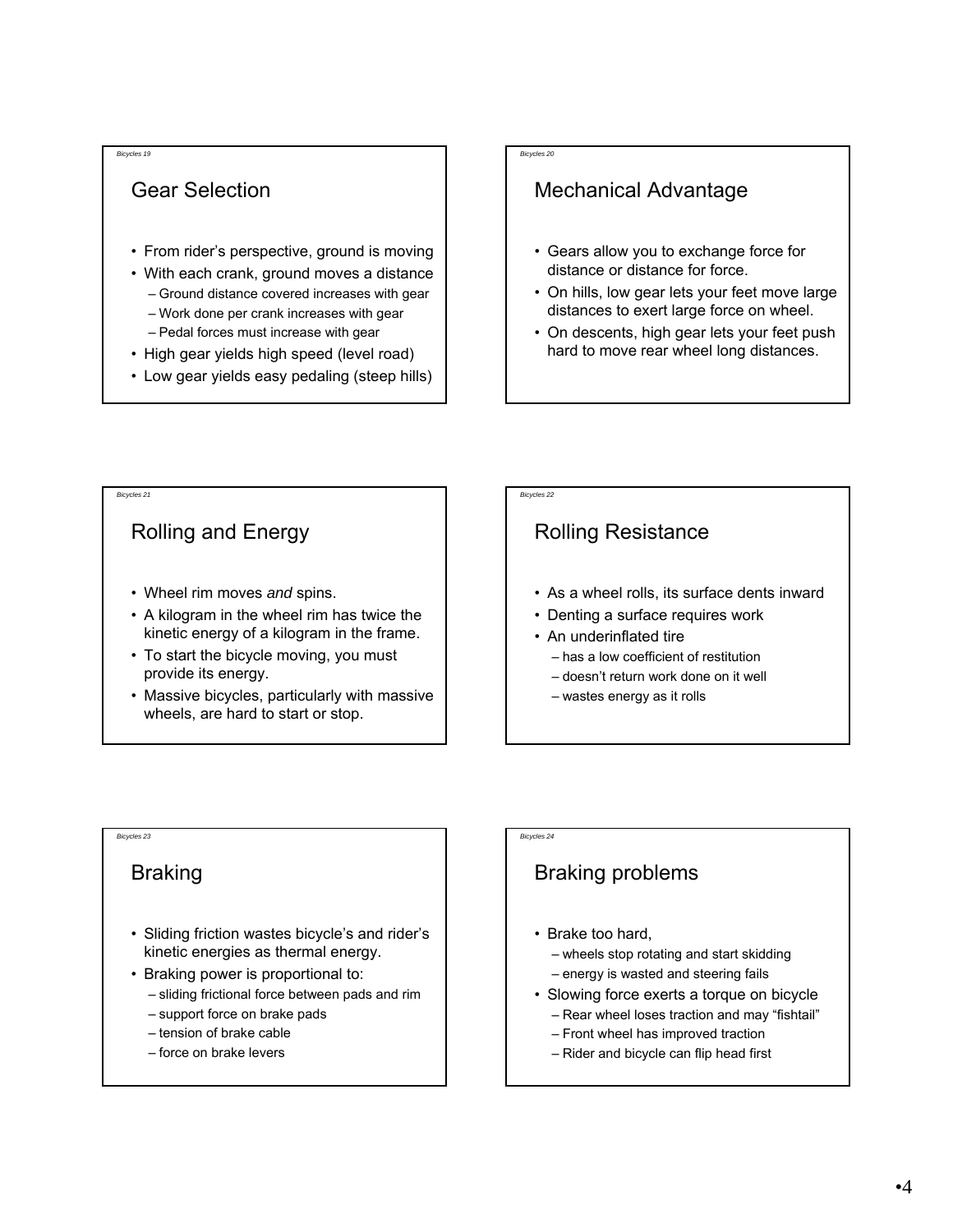## Gear Selection

- From rider's perspective, ground is moving
- With each crank, ground moves a distance
  - Ground distance covered increases with gear
  - Work done per crank increases with gear
  - Pedal forces must increase with gear
- High gear yields high speed (level road)
- Low gear yields easy pedaling (steep hills)

## Mechanical Advantage

- Gears allow you to exchange force for distance or distance for force.
- On hills, low gear lets your feet move large distances to exert large force on wheel.
- On descents, high gear lets your feet push hard to move rear wheel long distances.

## Rolling and Energy

- Wheel rim moves *and* spins.
- A kilogram in the wheel rim has twice the kinetic energy of a kilogram in the frame.
- To start the bicycle moving, you must provide its energy.
- Massive bicycles, particularly with massive wheels, are hard to start or stop.

## Rolling Resistance

- As a wheel rolls, its surface dents inward
- Denting a surface requires work
- An underinflated tire
  - has a low coefficient of restitution
  - doesn't return work done on it well
  - wastes energy as it rolls

## Braking

- Sliding friction wastes bicycle's and rider's kinetic energies as thermal energy.
- Braking power is proportional to:
  - sliding frictional force between pads and rim
  - support force on brake pads
  - tension of brake cable
  - force on brake levers

## Braking problems

- Brake too hard,
  - wheels stop rotating and start skidding
  - energy is wasted and steering fails
- Slowing force exerts a torque on bicycle
  - Rear wheel loses traction and may "fishtail"
  - Front wheel has improved traction
  - Rider and bicycle can flip head first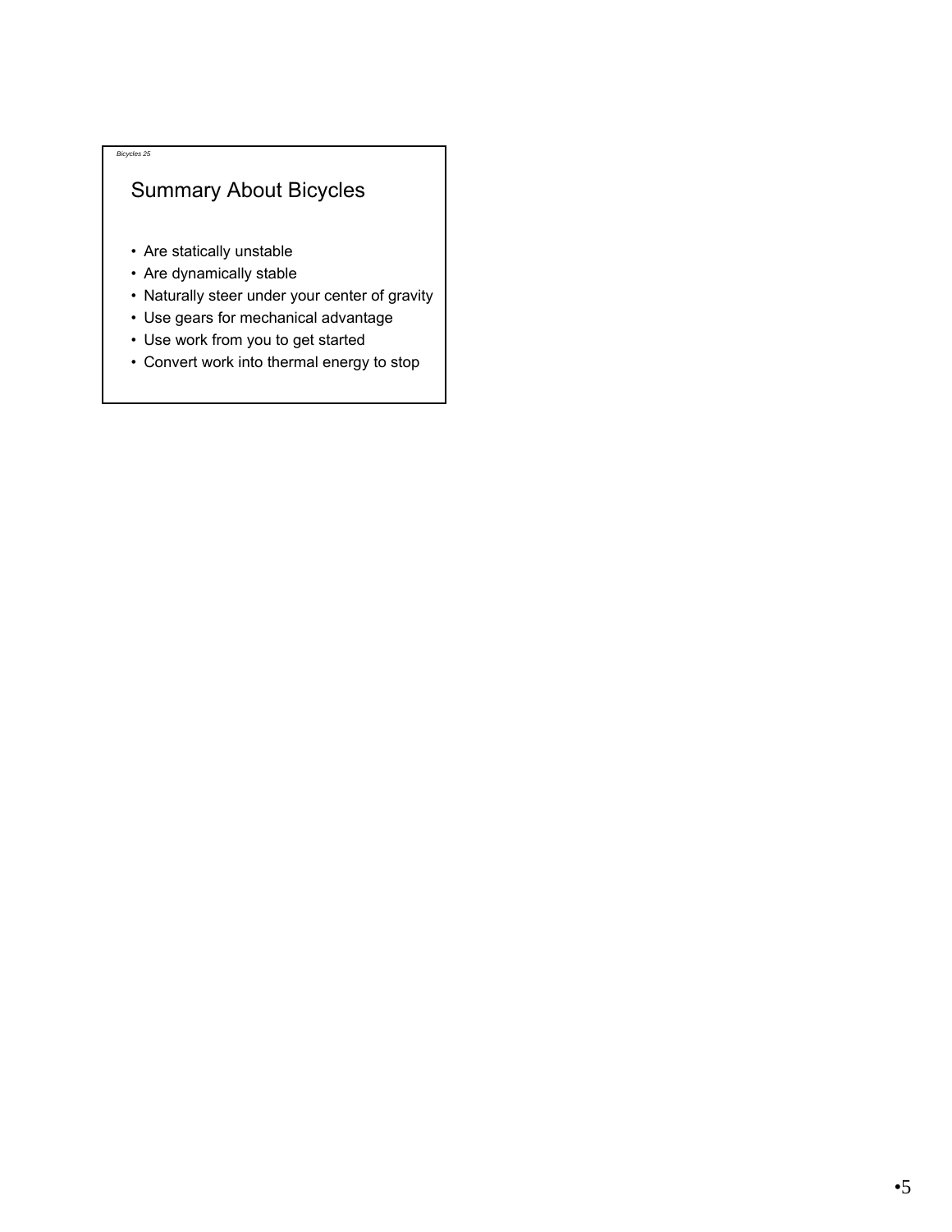*Bicycles 25*

## Summary About Bicycles

- Are statically unstable
- Are dynamically stable
- Naturally steer under your center of gravity
- Use gears for mechanical advantage
- Use work from you to get started
- Convert work into thermal energy to stop